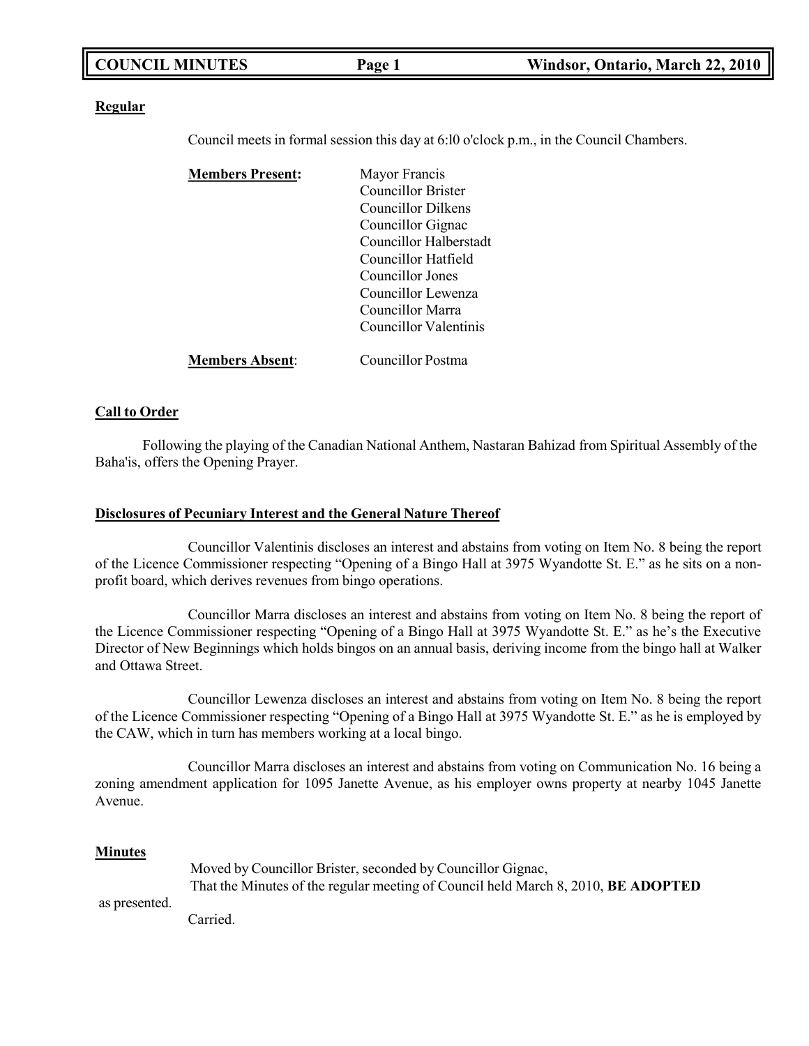**Regular**

Council meets in formal session this day at 6:l0 o'clock p.m., in the Council Chambers.

**Members Present:**

Mayor Francis
Councillor Brister
Councillor Dilkens
Councillor Gignac
Councillor Halberstadt
Councillor Hatfield
Councillor Jones
Councillor Lewenza
Councillor Marra
Councillor Valentinis

**Members Absent**: Councillor Postma

**Call to Order**

Following the playing of the Canadian National Anthem, Nastaran Bahizad from Spiritual Assembly of the Baha'is, offers the Opening Prayer.

**Disclosures of Pecuniary Interest and the General Nature Thereof**

Councillor Valentinis discloses an interest and abstains from voting on Item No. 8 being the report of the Licence Commissioner respecting "Opening of a Bingo Hall at 3975 Wyandotte St. E." as he sits on a non-profit board, which derives revenues from bingo operations.

Councillor Marra discloses an interest and abstains from voting on Item No. 8 being the report of the Licence Commissioner respecting "Opening of a Bingo Hall at 3975 Wyandotte St. E." as he's the Executive Director of New Beginnings which holds bingos on an annual basis, deriving income from the bingo hall at Walker and Ottawa Street.

Councillor Lewenza discloses an interest and abstains from voting on Item No. 8 being the report of the Licence Commissioner respecting "Opening of a Bingo Hall at 3975 Wyandotte St. E." as he is employed by the CAW, which in turn has members working at a local bingo.

Councillor Marra discloses an interest and abstains from voting on Communication No. 16 being a zoning amendment application for 1095 Janette Avenue, as his employer owns property at nearby 1045 Janette Avenue.

**Minutes**

Moved by Councillor Brister, seconded by Councillor Gignac,
That the Minutes of the regular meeting of Council held March 8, 2010, **BE ADOPTED** as presented.
Carried.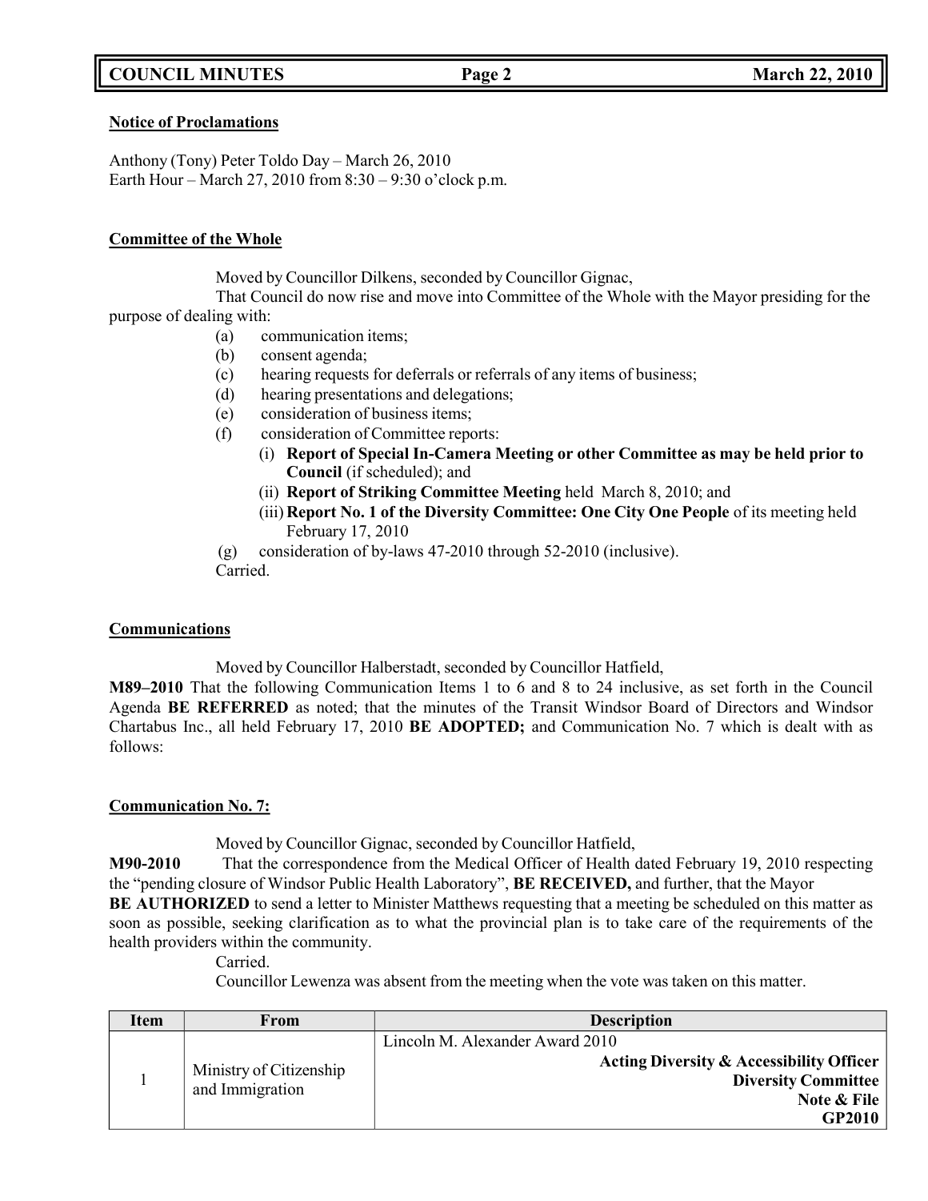**Notice of Proclamations**

Anthony (Tony) Peter Toldo Day – March 26, 2010
Earth Hour – March 27, 2010 from 8:30 – 9:30 o'clock p.m.

**Committee of the Whole**

Moved by Councillor Dilkens, seconded by Councillor Gignac,

That Council do now rise and move into Committee of the Whole with the Mayor presiding for the purpose of dealing with:

- (a) communication items;
- (b) consent agenda;
- (c) hearing requests for deferrals or referrals of any items of business;
- (d) hearing presentations and delegations;
- (e) consideration of business items;
- (f) consideration of Committee reports:
  - (i) **Report of Special In-Camera Meeting or other Committee as may be held prior to Council** (if scheduled); and
  - (ii) **Report of Striking Committee Meeting** held March 8, 2010; and
  - (iii) **Report No. 1 of the Diversity Committee: One City One People** of its meeting held February 17, 2010
- (g) consideration of by-laws 47-2010 through 52-2010 (inclusive).

Carried.

**Communications**

Moved by Councillor Halberstadt, seconded by Councillor Hatfield,

**M89–2010** That the following Communication Items 1 to 6 and 8 to 24 inclusive, as set forth in the Council Agenda **BE REFERRED** as noted; that the minutes of the Transit Windsor Board of Directors and Windsor Chartabus Inc., all held February 17, 2010 **BE ADOPTED;** and Communication No. 7 which is dealt with as follows:

**Communication No. 7:**

Moved by Councillor Gignac, seconded by Councillor Hatfield,

**M90-2010** That the correspondence from the Medical Officer of Health dated February 19, 2010 respecting the "pending closure of Windsor Public Health Laboratory", **BE RECEIVED,** and further, that the Mayor **BE AUTHORIZED** to send a letter to Minister Matthews requesting that a meeting be scheduled on this matter as soon as possible, seeking clarification as to what the provincial plan is to take care of the requirements of the health providers within the community.

Carried.

Councillor Lewenza was absent from the meeting when the vote was taken on this matter.

| Item | From | Description |
|---|---|---|
| 1 | Ministry of Citizenship and Immigration | Lincoln M. Alexander Award 2010<br>**Acting Diversity & Accessibility Officer**<br>**Diversity Committee**<br>**Note & File**<br>**GP2010** |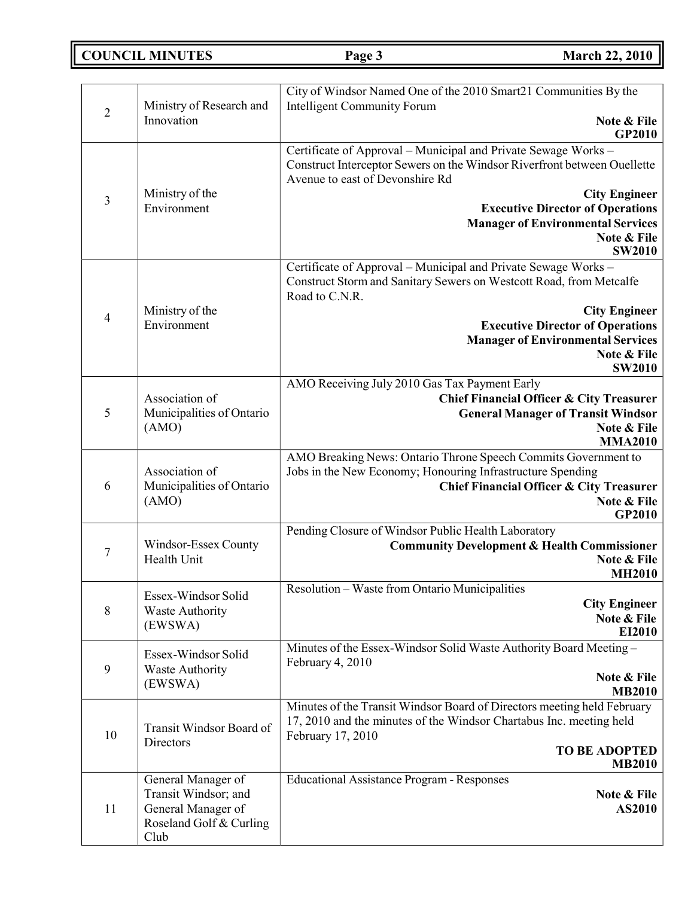| | | |
|---|---|---|
| 2 | Ministry of Research and Innovation | City of Windsor Named One of the 2010 Smart21 Communities By the Intelligent Community Forum<br>**Note & File**<br>**GP2010** |
| 3 | Ministry of the Environment | Certificate of Approval – Municipal and Private Sewage Works – Construct Interceptor Sewers on the Windsor Riverfront between Ouellette Avenue to east of Devonshire Rd<br>**City Engineer**<br>**Executive Director of Operations**<br>**Manager of Environmental Services**<br>**Note & File**<br>**SW2010** |
| 4 | Ministry of the Environment | Certificate of Approval – Municipal and Private Sewage Works – Construct Storm and Sanitary Sewers on Westcott Road, from Metcalfe Road to C.N.R.<br>**City Engineer**<br>**Executive Director of Operations**<br>**Manager of Environmental Services**<br>**Note & File**<br>**SW2010** |
| 5 | Association of Municipalities of Ontario (AMO) | AMO Receiving July 2010 Gas Tax Payment Early<br>**Chief Financial Officer & City Treasurer**<br>**General Manager of Transit Windsor**<br>**Note & File**<br>**MMA2010** |
| 6 | Association of Municipalities of Ontario (AMO) | AMO Breaking News: Ontario Throne Speech Commits Government to Jobs in the New Economy; Honouring Infrastructure Spending<br>**Chief Financial Officer & City Treasurer**<br>**Note & File**<br>**GP2010** |
| 7 | Windsor-Essex County Health Unit | Pending Closure of Windsor Public Health Laboratory<br>**Community Development & Health Commissioner**<br>**Note & File**<br>**MH2010** |
| 8 | Essex-Windsor Solid Waste Authority (EWSWA) | Resolution – Waste from Ontario Municipalities<br>**City Engineer**<br>**Note & File**<br>**EI2010** |
| 9 | Essex-Windsor Solid Waste Authority (EWSWA) | Minutes of the Essex-Windsor Solid Waste Authority Board Meeting – February 4, 2010<br>**Note & File**<br>**MB2010** |
| 10 | Transit Windsor Board of Directors | Minutes of the Transit Windsor Board of Directors meeting held February 17, 2010 and the minutes of the Windsor Chartabus Inc. meeting held February 17, 2010<br>**TO BE ADOPTED**<br>**MB2010** |
| 11 | General Manager of Transit Windsor; and General Manager of Roseland Golf & Curling Club | Educational Assistance Program - Responses<br>**Note & File**<br>**AS2010** |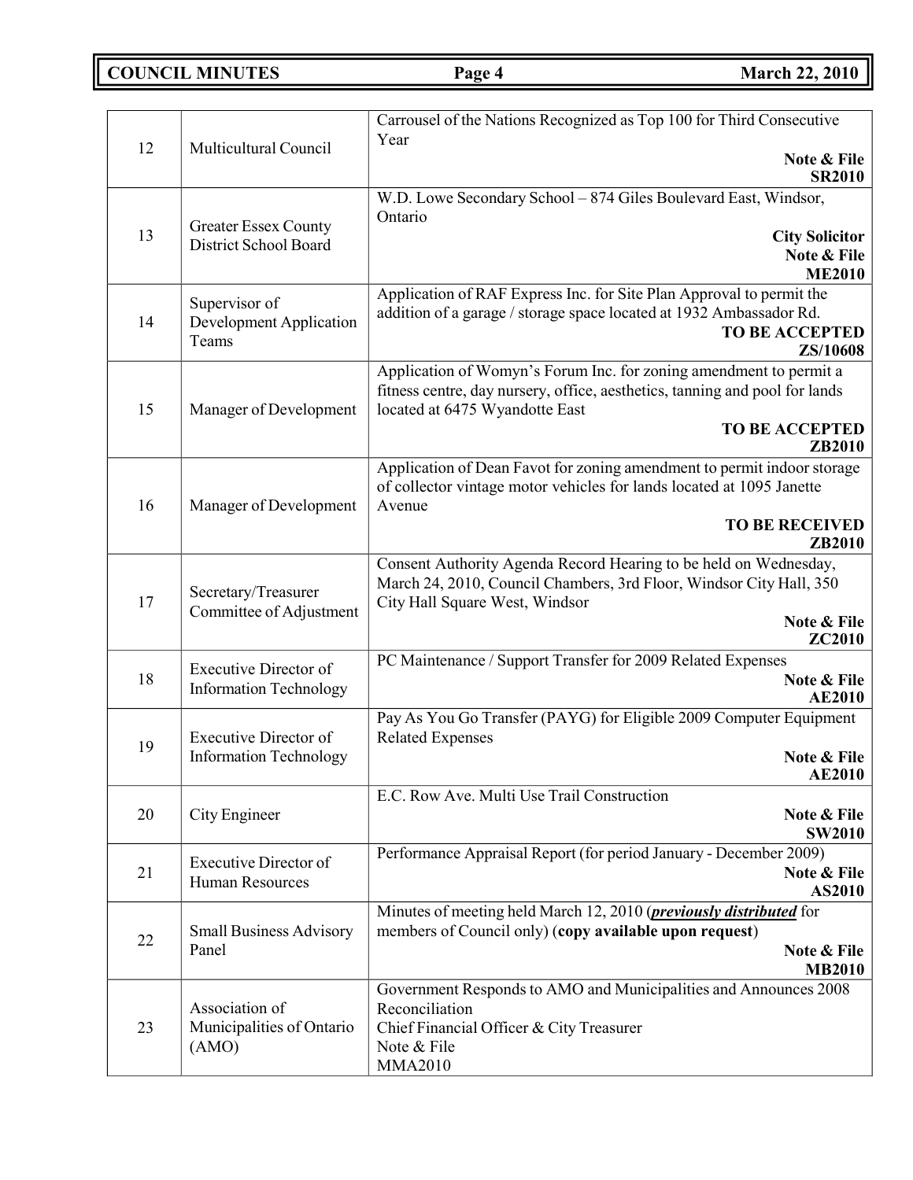| | | |
|---|---|---|
| 12 | Multicultural Council | Carrousel of the Nations Recognized as Top 100 for Third Consecutive Year<br>**Note & File**<br>**SR2010** |
| 13 | Greater Essex County District School Board | W.D. Lowe Secondary School – 874 Giles Boulevard East, Windsor, Ontario<br>**City Solicitor**<br>**Note & File**<br>**ME2010** |
| 14 | Supervisor of Development Application Teams | Application of RAF Express Inc. for Site Plan Approval to permit the addition of a garage / storage space located at 1932 Ambassador Rd.<br>**TO BE ACCEPTED**<br>**ZS/10608** |
| 15 | Manager of Development | Application of Womyn's Forum Inc. for zoning amendment to permit a fitness centre, day nursery, office, aesthetics, tanning and pool for lands located at 6475 Wyandotte East<br>**TO BE ACCEPTED**<br>**ZB2010** |
| 16 | Manager of Development | Application of Dean Favot for zoning amendment to permit indoor storage of collector vintage motor vehicles for lands located at 1095 Janette Avenue<br>**TO BE RECEIVED**<br>**ZB2010** |
| 17 | Secretary/Treasurer Committee of Adjustment | Consent Authority Agenda Record Hearing to be held on Wednesday, March 24, 2010, Council Chambers, 3rd Floor, Windsor City Hall, 350 City Hall Square West, Windsor<br>**Note & File**<br>**ZC2010** |
| 18 | Executive Director of Information Technology | PC Maintenance / Support Transfer for 2009 Related Expenses<br>**Note & File**<br>**AE2010** |
| 19 | Executive Director of Information Technology | Pay As You Go Transfer (PAYG) for Eligible 2009 Computer Equipment Related Expenses<br>**Note & File**<br>**AE2010** |
| 20 | City Engineer | E.C. Row Ave. Multi Use Trail Construction<br>**Note & File**<br>**SW2010** |
| 21 | Executive Director of Human Resources | Performance Appraisal Report (for period January - December 2009)<br>**Note & File**<br>**AS2010** |
| 22 | Small Business Advisory Panel | Minutes of meeting held March 12, 2010 (***previously distributed*** for members of Council only) (**copy available upon request**)<br>**Note & File**<br>**MB2010** |
| 23 | Association of Municipalities of Ontario (AMO) | Government Responds to AMO and Municipalities and Announces 2008 Reconciliation<br>Chief Financial Officer & City Treasurer<br>Note & File<br>MMA2010 |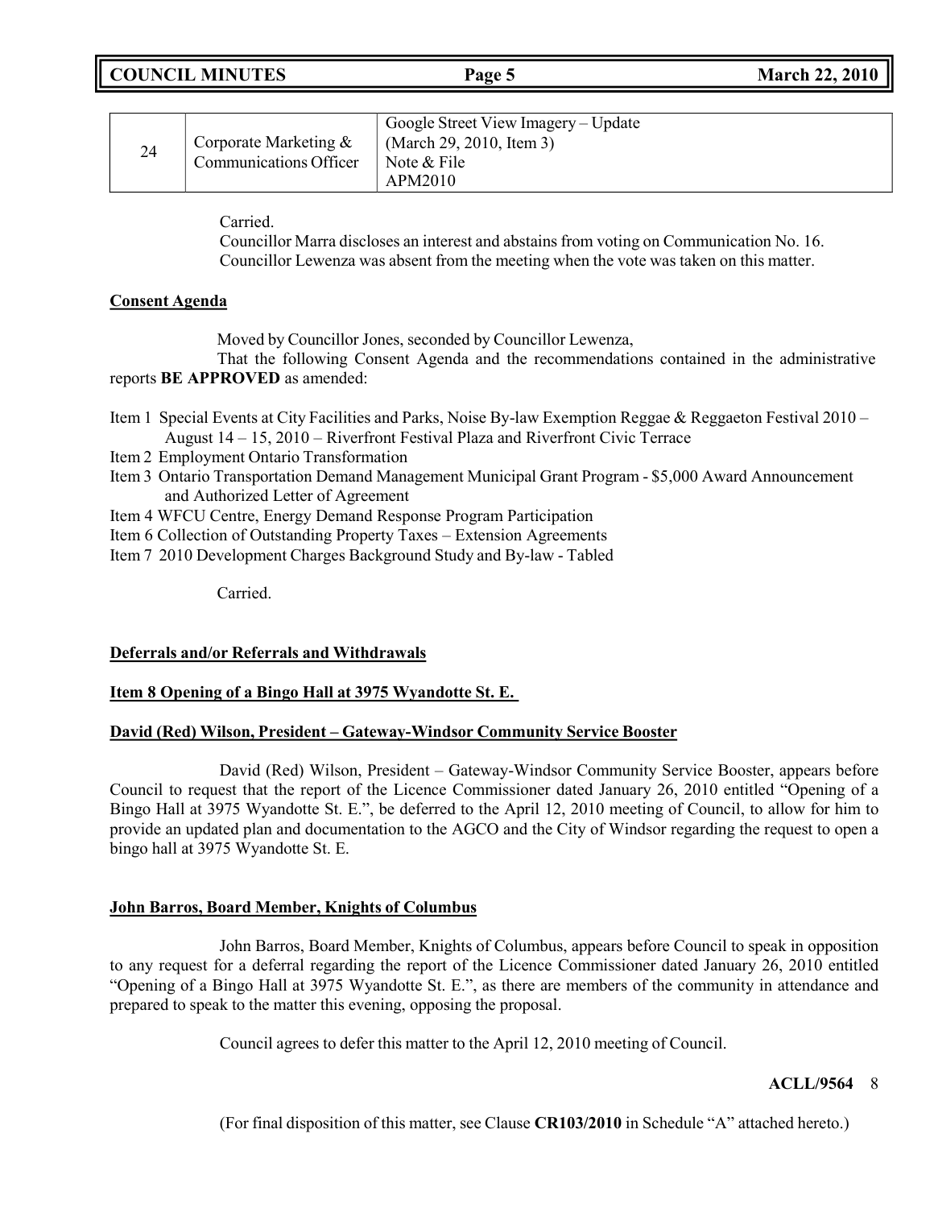| 24 | Corporate Marketing & Communications Officer | Google Street View Imagery – Update (March 29, 2010, Item 3) Note & File APM2010 |
|---|---|---|

Carried.
Councillor Marra discloses an interest and abstains from voting on Communication No. 16.
Councillor Lewenza was absent from the meeting when the vote was taken on this matter.

**Consent Agenda**

Moved by Councillor Jones, seconded by Councillor Lewenza,
That the following Consent Agenda and the recommendations contained in the administrative reports **BE APPROVED** as amended:

Item 1 Special Events at City Facilities and Parks, Noise By-law Exemption Reggae & Reggaeton Festival 2010 – August 14 – 15, 2010 – Riverfront Festival Plaza and Riverfront Civic Terrace
Item 2 Employment Ontario Transformation
Item 3 Ontario Transportation Demand Management Municipal Grant Program - $5,000 Award Announcement and Authorized Letter of Agreement
Item 4 WFCU Centre, Energy Demand Response Program Participation
Item 6 Collection of Outstanding Property Taxes – Extension Agreements
Item 7 2010 Development Charges Background Study and By-law - Tabled

Carried.

**Deferrals and/or Referrals and Withdrawals**

**Item 8 Opening of a Bingo Hall at 3975 Wyandotte St. E.**

**David (Red) Wilson, President – Gateway-Windsor Community Service Booster**

David (Red) Wilson, President – Gateway-Windsor Community Service Booster, appears before Council to request that the report of the Licence Commissioner dated January 26, 2010 entitled "Opening of a Bingo Hall at 3975 Wyandotte St. E.", be deferred to the April 12, 2010 meeting of Council, to allow for him to provide an updated plan and documentation to the AGCO and the City of Windsor regarding the request to open a bingo hall at 3975 Wyandotte St. E.

**John Barros, Board Member, Knights of Columbus**

John Barros, Board Member, Knights of Columbus, appears before Council to speak in opposition to any request for a deferral regarding the report of the Licence Commissioner dated January 26, 2010 entitled "Opening of a Bingo Hall at 3975 Wyandotte St. E.", as there are members of the community in attendance and prepared to speak to the matter this evening, opposing the proposal.

Council agrees to defer this matter to the April 12, 2010 meeting of Council.

**ACLL/9564** 8

(For final disposition of this matter, see Clause **CR103/2010** in Schedule "A" attached hereto.)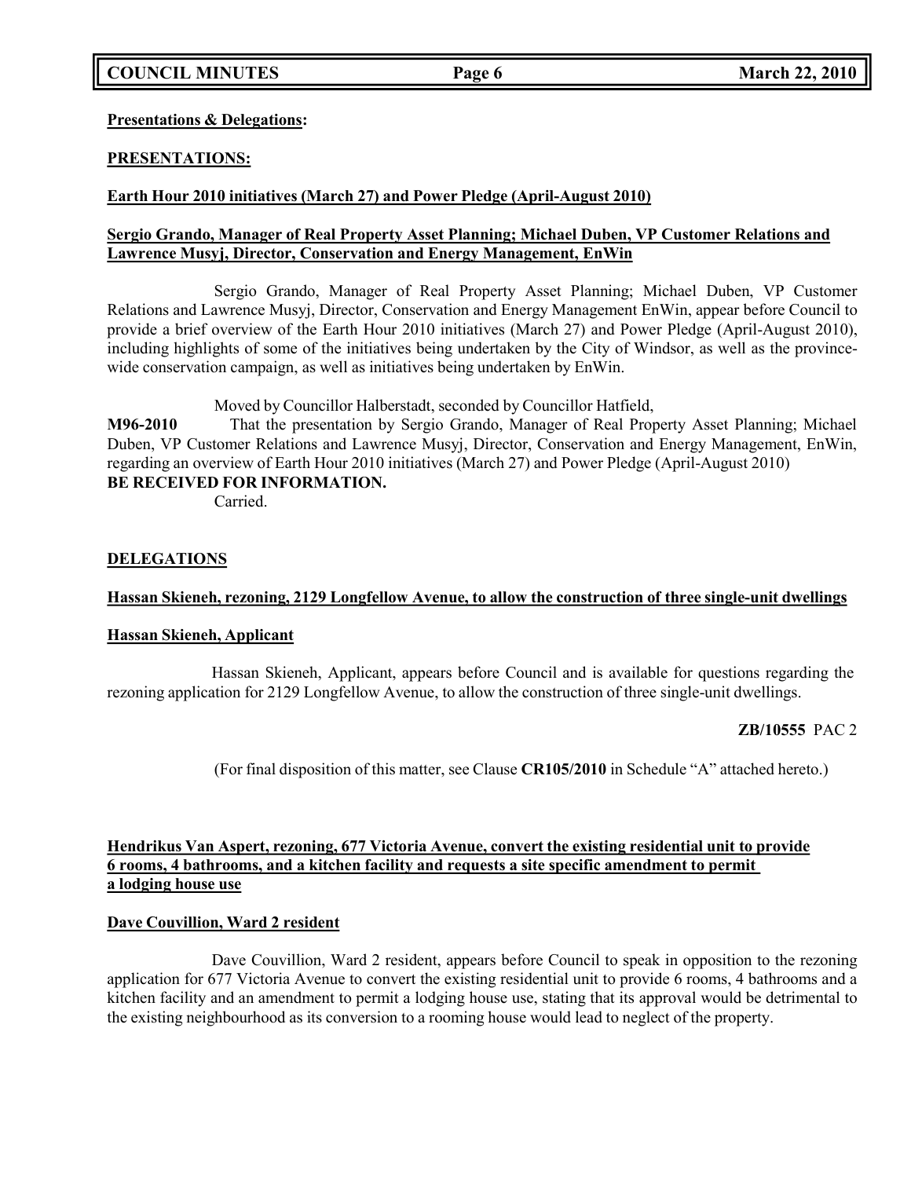**Presentations & Delegations:**

**PRESENTATIONS:**

**Earth Hour 2010 initiatives (March 27) and Power Pledge (April-August 2010)**

**Sergio Grando, Manager of Real Property Asset Planning; Michael Duben, VP Customer Relations and Lawrence Musyj, Director, Conservation and Energy Management, EnWin**

Sergio Grando, Manager of Real Property Asset Planning; Michael Duben, VP Customer Relations and Lawrence Musyj, Director, Conservation and Energy Management EnWin, appear before Council to provide a brief overview of the Earth Hour 2010 initiatives (March 27) and Power Pledge (April-August 2010), including highlights of some of the initiatives being undertaken by the City of Windsor, as well as the province-wide conservation campaign, as well as initiatives being undertaken by EnWin.

Moved by Councillor Halberstadt, seconded by Councillor Hatfield,

**M96-2010** That the presentation by Sergio Grando, Manager of Real Property Asset Planning; Michael Duben, VP Customer Relations and Lawrence Musyj, Director, Conservation and Energy Management, EnWin, regarding an overview of Earth Hour 2010 initiatives (March 27) and Power Pledge (April-August 2010)
**BE RECEIVED FOR INFORMATION.**

Carried.

**DELEGATIONS**

**Hassan Skieneh, rezoning, 2129 Longfellow Avenue, to allow the construction of three single-unit dwellings**

**Hassan Skieneh, Applicant**

Hassan Skieneh, Applicant, appears before Council and is available for questions regarding the rezoning application for 2129 Longfellow Avenue, to allow the construction of three single-unit dwellings.

**ZB/10555** PAC 2

(For final disposition of this matter, see Clause **CR105/2010** in Schedule "A" attached hereto.)

**Hendrikus Van Aspert, rezoning, 677 Victoria Avenue, convert the existing residential unit to provide 6 rooms, 4 bathrooms, and a kitchen facility and requests a site specific amendment to permit a lodging house use**

**Dave Couvillion, Ward 2 resident**

Dave Couvillion, Ward 2 resident, appears before Council to speak in opposition to the rezoning application for 677 Victoria Avenue to convert the existing residential unit to provide 6 rooms, 4 bathrooms and a kitchen facility and an amendment to permit a lodging house use, stating that its approval would be detrimental to the existing neighbourhood as its conversion to a rooming house would lead to neglect of the property.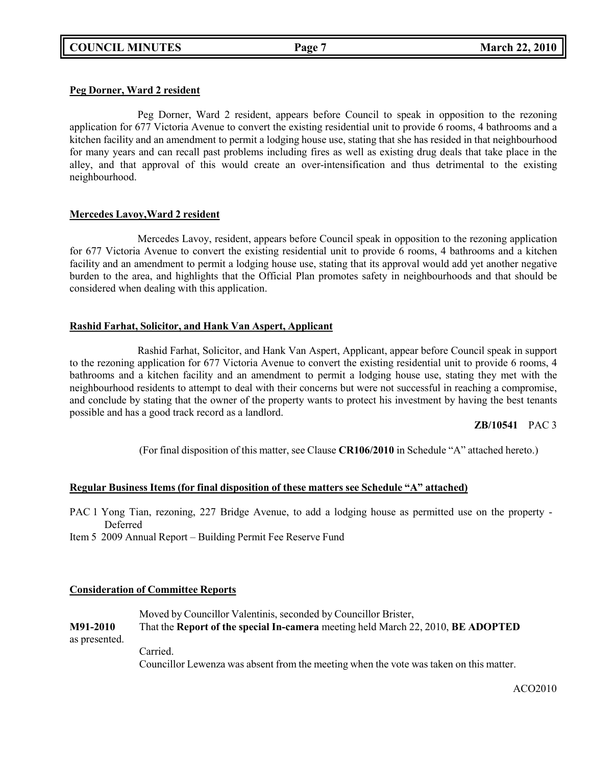**Peg Dorner, Ward 2 resident**

Peg Dorner, Ward 2 resident, appears before Council to speak in opposition to the rezoning application for 677 Victoria Avenue to convert the existing residential unit to provide 6 rooms, 4 bathrooms and a kitchen facility and an amendment to permit a lodging house use, stating that she has resided in that neighbourhood for many years and can recall past problems including fires as well as existing drug deals that take place in the alley, and that approval of this would create an over-intensification and thus detrimental to the existing neighbourhood.

**Mercedes Lavoy,Ward 2 resident**

Mercedes Lavoy, resident, appears before Council speak in opposition to the rezoning application for 677 Victoria Avenue to convert the existing residential unit to provide 6 rooms, 4 bathrooms and a kitchen facility and an amendment to permit a lodging house use, stating that its approval would add yet another negative burden to the area, and highlights that the Official Plan promotes safety in neighbourhoods and that should be considered when dealing with this application.

**Rashid Farhat, Solicitor, and Hank Van Aspert, Applicant**

Rashid Farhat, Solicitor, and Hank Van Aspert, Applicant, appear before Council speak in support to the rezoning application for 677 Victoria Avenue to convert the existing residential unit to provide 6 rooms, 4 bathrooms and a kitchen facility and an amendment to permit a lodging house use, stating they met with the neighbourhood residents to attempt to deal with their concerns but were not successful in reaching a compromise, and conclude by stating that the owner of the property wants to protect his investment by having the best tenants possible and has a good track record as a landlord.

**ZB/10541** PAC 3

(For final disposition of this matter, see Clause **CR106/2010** in Schedule "A" attached hereto.)

**Regular Business Items (for final disposition of these matters see Schedule "A" attached)**

PAC 1 Yong Tian, rezoning, 227 Bridge Avenue, to add a lodging house as permitted use on the property - Deferred
Item 5 2009 Annual Report – Building Permit Fee Reserve Fund

**Consideration of Committee Reports**

Moved by Councillor Valentinis, seconded by Councillor Brister,
**M91-2010** That the **Report of the special In-camera** meeting held March 22, 2010, **BE ADOPTED** as presented.
Carried.
Councillor Lewenza was absent from the meeting when the vote was taken on this matter.

ACO2010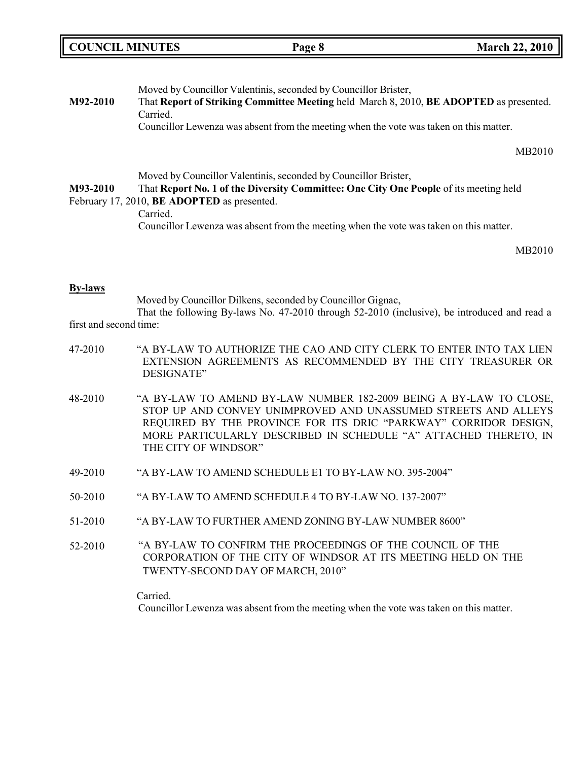Moved by Councillor Valentinis, seconded by Councillor Brister,

**M92-2010** That **Report of Striking Committee Meeting** held March 8, 2010, **BE ADOPTED** as presented.
Carried.
Councillor Lewenza was absent from the meeting when the vote was taken on this matter.

MB2010

Moved by Councillor Valentinis, seconded by Councillor Brister,

**M93-2010** That **Report No. 1 of the Diversity Committee: One City One People** of its meeting held February 17, 2010, **BE ADOPTED** as presented.
Carried.
Councillor Lewenza was absent from the meeting when the vote was taken on this matter.

MB2010

## By-laws

Moved by Councillor Dilkens, seconded by Councillor Gignac,

That the following By-laws No. 47-2010 through 52-2010 (inclusive), be introduced and read a first and second time:

47-2010 "A BY-LAW TO AUTHORIZE THE CAO AND CITY CLERK TO ENTER INTO TAX LIEN EXTENSION AGREEMENTS AS RECOMMENDED BY THE CITY TREASURER OR DESIGNATE"

48-2010 "A BY-LAW TO AMEND BY-LAW NUMBER 182-2009 BEING A BY-LAW TO CLOSE, STOP UP AND CONVEY UNIMPROVED AND UNASSUMED STREETS AND ALLEYS REQUIRED BY THE PROVINCE FOR ITS DRIC "PARKWAY" CORRIDOR DESIGN, MORE PARTICULARLY DESCRIBED IN SCHEDULE "A" ATTACHED THERETO, IN THE CITY OF WINDSOR"

49-2010 "A BY-LAW TO AMEND SCHEDULE E1 TO BY-LAW NO. 395-2004"

50-2010 "A BY-LAW TO AMEND SCHEDULE 4 TO BY-LAW NO. 137-2007"

51-2010 "A BY-LAW TO FURTHER AMEND ZONING BY-LAW NUMBER 8600"

52-2010 "A BY-LAW TO CONFIRM THE PROCEEDINGS OF THE COUNCIL OF THE CORPORATION OF THE CITY OF WINDSOR AT ITS MEETING HELD ON THE TWENTY-SECOND DAY OF MARCH, 2010"

Carried.
Councillor Lewenza was absent from the meeting when the vote was taken on this matter.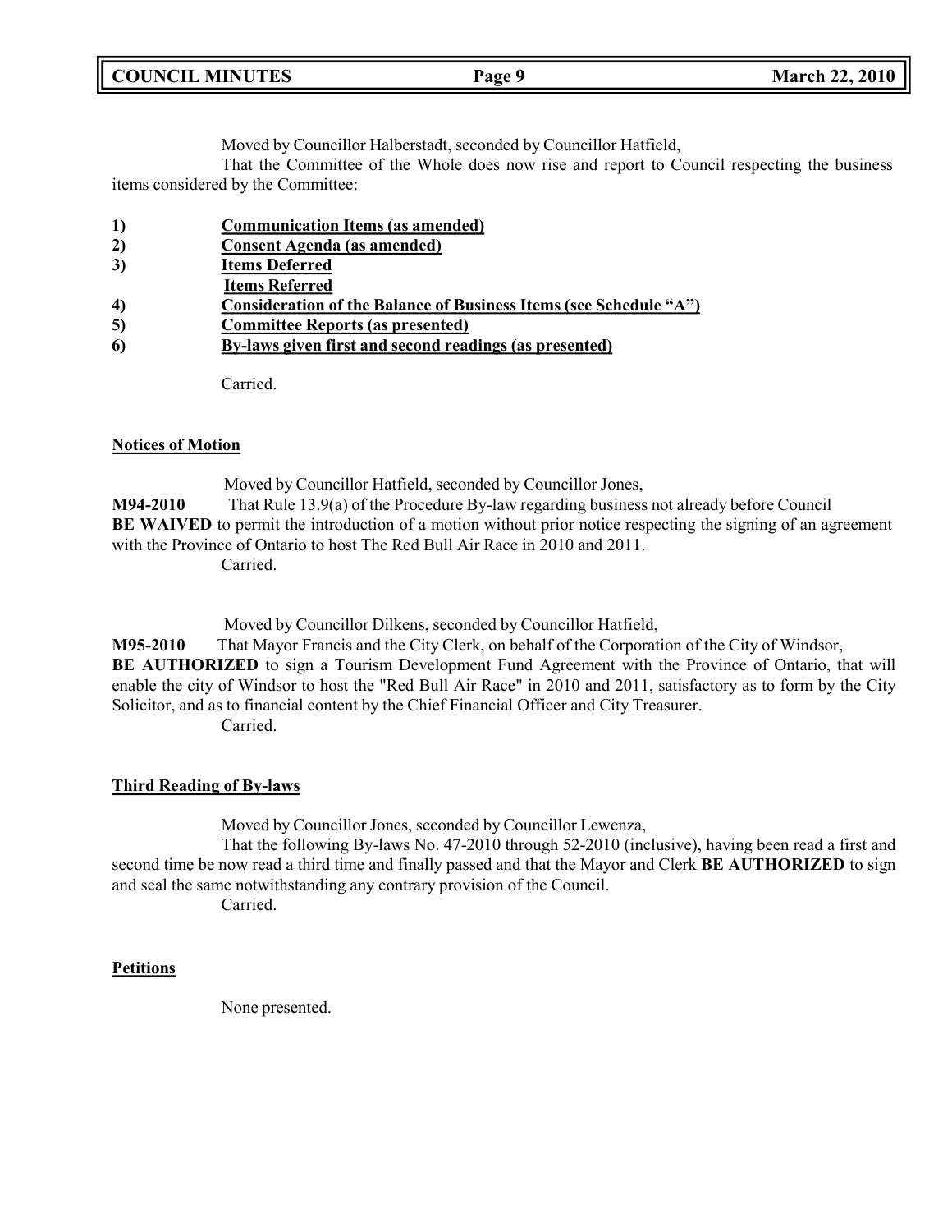Moved by Councillor Halberstadt, seconded by Councillor Hatfield,

That the Committee of the Whole does now rise and report to Council respecting the business items considered by the Committee:

1) **Communication Items (as amended)**
2) **Consent Agenda (as amended)**
3) **Items Deferred**
   **Items Referred**
4) **Consideration of the Balance of Business Items (see Schedule "A")**
5) **Committee Reports (as presented)**
6) **By-laws given first and second readings (as presented)**

Carried.

**Notices of Motion**

Moved by Councillor Hatfield, seconded by Councillor Jones,

**M94-2010** That Rule 13.9(a) of the Procedure By-law regarding business not already before Council **BE WAIVED** to permit the introduction of a motion without prior notice respecting the signing of an agreement with the Province of Ontario to host The Red Bull Air Race in 2010 and 2011.

Carried.

Moved by Councillor Dilkens, seconded by Councillor Hatfield,

**M95-2010** That Mayor Francis and the City Clerk, on behalf of the Corporation of the City of Windsor, **BE AUTHORIZED** to sign a Tourism Development Fund Agreement with the Province of Ontario, that will enable the city of Windsor to host the "Red Bull Air Race" in 2010 and 2011, satisfactory as to form by the City Solicitor, and as to financial content by the Chief Financial Officer and City Treasurer.

Carried.

**Third Reading of By-laws**

Moved by Councillor Jones, seconded by Councillor Lewenza,

That the following By-laws No. 47-2010 through 52-2010 (inclusive), having been read a first and second time be now read a third time and finally passed and that the Mayor and Clerk **BE AUTHORIZED** to sign and seal the same notwithstanding any contrary provision of the Council.

Carried.

**Petitions**

None presented.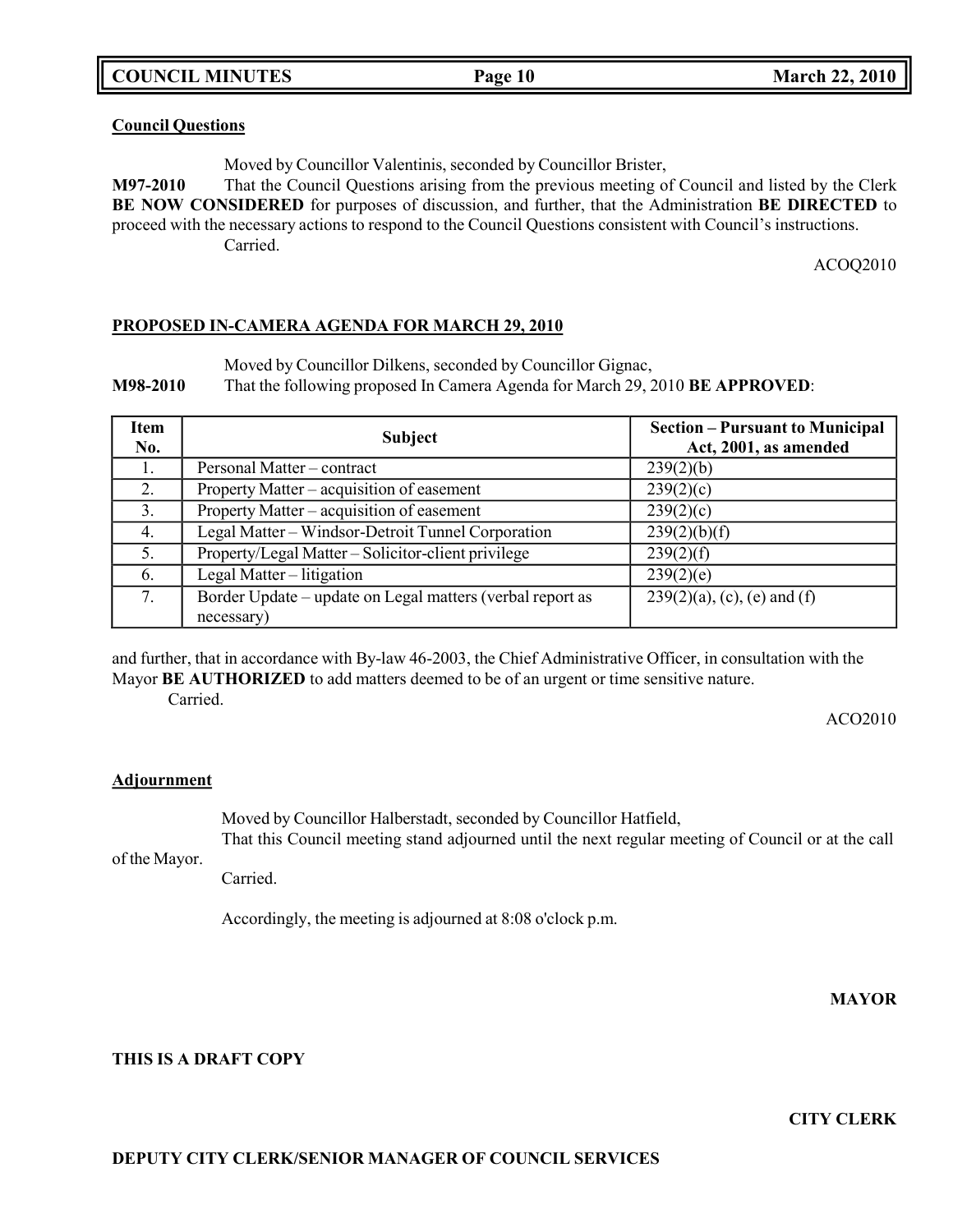**Council Questions**

Moved by Councillor Valentinis, seconded by Councillor Brister,

**M97-2010** That the Council Questions arising from the previous meeting of Council and listed by the Clerk **BE NOW CONSIDERED** for purposes of discussion, and further, that the Administration **BE DIRECTED** to proceed with the necessary actions to respond to the Council Questions consistent with Council's instructions.

Carried.

ACOQ2010

**PROPOSED IN-CAMERA AGENDA FOR MARCH 29, 2010**

Moved by Councillor Dilkens, seconded by Councillor Gignac,

**M98-2010** That the following proposed In Camera Agenda for March 29, 2010 **BE APPROVED**:

| Item No. | Subject | Section – Pursuant to Municipal Act, 2001, as amended |
|---|---|---|
| 1. | Personal Matter – contract | 239(2)(b) |
| 2. | Property Matter – acquisition of easement | 239(2)(c) |
| 3. | Property Matter – acquisition of easement | 239(2)(c) |
| 4. | Legal Matter – Windsor-Detroit Tunnel Corporation | 239(2)(b)(f) |
| 5. | Property/Legal Matter – Solicitor-client privilege | 239(2)(f) |
| 6. | Legal Matter – litigation | 239(2)(e) |
| 7. | Border Update – update on Legal matters (verbal report as necessary) | 239(2)(a), (c), (e) and (f) |

and further, that in accordance with By-law 46-2003, the Chief Administrative Officer, in consultation with the Mayor **BE AUTHORIZED** to add matters deemed to be of an urgent or time sensitive nature.

Carried.

ACO2010

**Adjournment**

Moved by Councillor Halberstadt, seconded by Councillor Hatfield,

That this Council meeting stand adjourned until the next regular meeting of Council or at the call of the Mayor.

Carried.

Accordingly, the meeting is adjourned at 8:08 o'clock p.m.

**MAYOR**

**THIS IS A DRAFT COPY**

**CITY CLERK**

**DEPUTY CITY CLERK/SENIOR MANAGER OF COUNCIL SERVICES**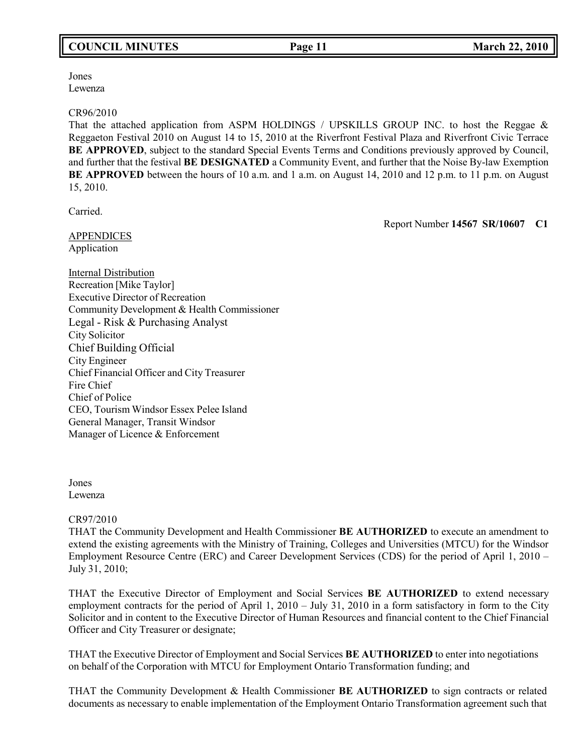Jones
Lewenza

CR96/2010

That the attached application from ASPM HOLDINGS / UPSKILLS GROUP INC. to host the Reggae & Reggaeton Festival 2010 on August 14 to 15, 2010 at the Riverfront Festival Plaza and Riverfront Civic Terrace **BE APPROVED**, subject to the standard Special Events Terms and Conditions previously approved by Council, and further that the festival **BE DESIGNATED** a Community Event, and further that the Noise By-law Exemption **BE APPROVED** between the hours of 10 a.m. and 1 a.m. on August 14, 2010 and 12 p.m. to 11 p.m. on August 15, 2010.

Carried.

Report Number **14567 SR/10607 C1**

APPENDICES
Application

Internal Distribution
Recreation [Mike Taylor]
Executive Director of Recreation
Community Development & Health Commissioner
Legal - Risk & Purchasing Analyst
City Solicitor
Chief Building Official
City Engineer
Chief Financial Officer and City Treasurer
Fire Chief
Chief of Police
CEO, Tourism Windsor Essex Pelee Island
General Manager, Transit Windsor
Manager of Licence & Enforcement

Jones
Lewenza

CR97/2010

THAT the Community Development and Health Commissioner **BE AUTHORIZED** to execute an amendment to extend the existing agreements with the Ministry of Training, Colleges and Universities (MTCU) for the Windsor Employment Resource Centre (ERC) and Career Development Services (CDS) for the period of April 1, 2010 – July 31, 2010;

THAT the Executive Director of Employment and Social Services **BE AUTHORIZED** to extend necessary employment contracts for the period of April 1, 2010 – July 31, 2010 in a form satisfactory in form to the City Solicitor and in content to the Executive Director of Human Resources and financial content to the Chief Financial Officer and City Treasurer or designate;

THAT the Executive Director of Employment and Social Services **BE AUTHORIZED** to enter into negotiations on behalf of the Corporation with MTCU for Employment Ontario Transformation funding; and

THAT the Community Development & Health Commissioner **BE AUTHORIZED** to sign contracts or related documents as necessary to enable implementation of the Employment Ontario Transformation agreement such that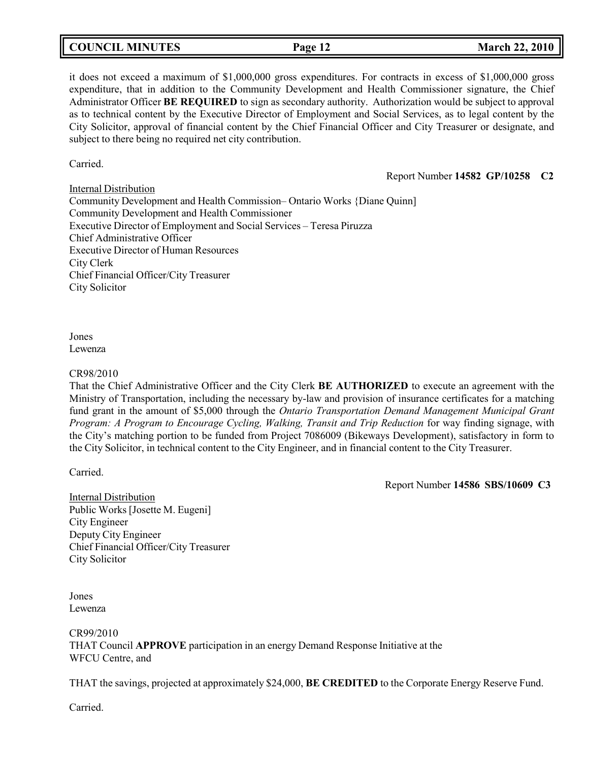it does not exceed a maximum of $1,000,000 gross expenditures. For contracts in excess of $1,000,000 gross expenditure, that in addition to the Community Development and Health Commissioner signature, the Chief Administrator Officer **BE REQUIRED** to sign as secondary authority. Authorization would be subject to approval as to technical content by the Executive Director of Employment and Social Services, as to legal content by the City Solicitor, approval of financial content by the Chief Financial Officer and City Treasurer or designate, and subject to there being no required net city contribution.

Carried.

Report Number **14582 GP/10258 C2**

Internal Distribution
Community Development and Health Commission– Ontario Works {Diane Quinn]
Community Development and Health Commissioner
Executive Director of Employment and Social Services – Teresa Piruzza
Chief Administrative Officer
Executive Director of Human Resources
City Clerk
Chief Financial Officer/City Treasurer
City Solicitor

Jones
Lewenza

CR98/2010
That the Chief Administrative Officer and the City Clerk **BE AUTHORIZED** to execute an agreement with the Ministry of Transportation, including the necessary by-law and provision of insurance certificates for a matching fund grant in the amount of $5,000 through the *Ontario Transportation Demand Management Municipal Grant Program: A Program to Encourage Cycling, Walking, Transit and Trip Reduction* for way finding signage, with the City's matching portion to be funded from Project 7086009 (Bikeways Development), satisfactory in form to the City Solicitor, in technical content to the City Engineer, and in financial content to the City Treasurer.

Carried.

Report Number **14586 SBS/10609 C3**

Internal Distribution
Public Works [Josette M. Eugeni]
City Engineer
Deputy City Engineer
Chief Financial Officer/City Treasurer
City Solicitor

Jones
Lewenza

CR99/2010
THAT Council **APPROVE** participation in an energy Demand Response Initiative at the WFCU Centre, and

THAT the savings, projected at approximately $24,000, **BE CREDITED** to the Corporate Energy Reserve Fund.

Carried.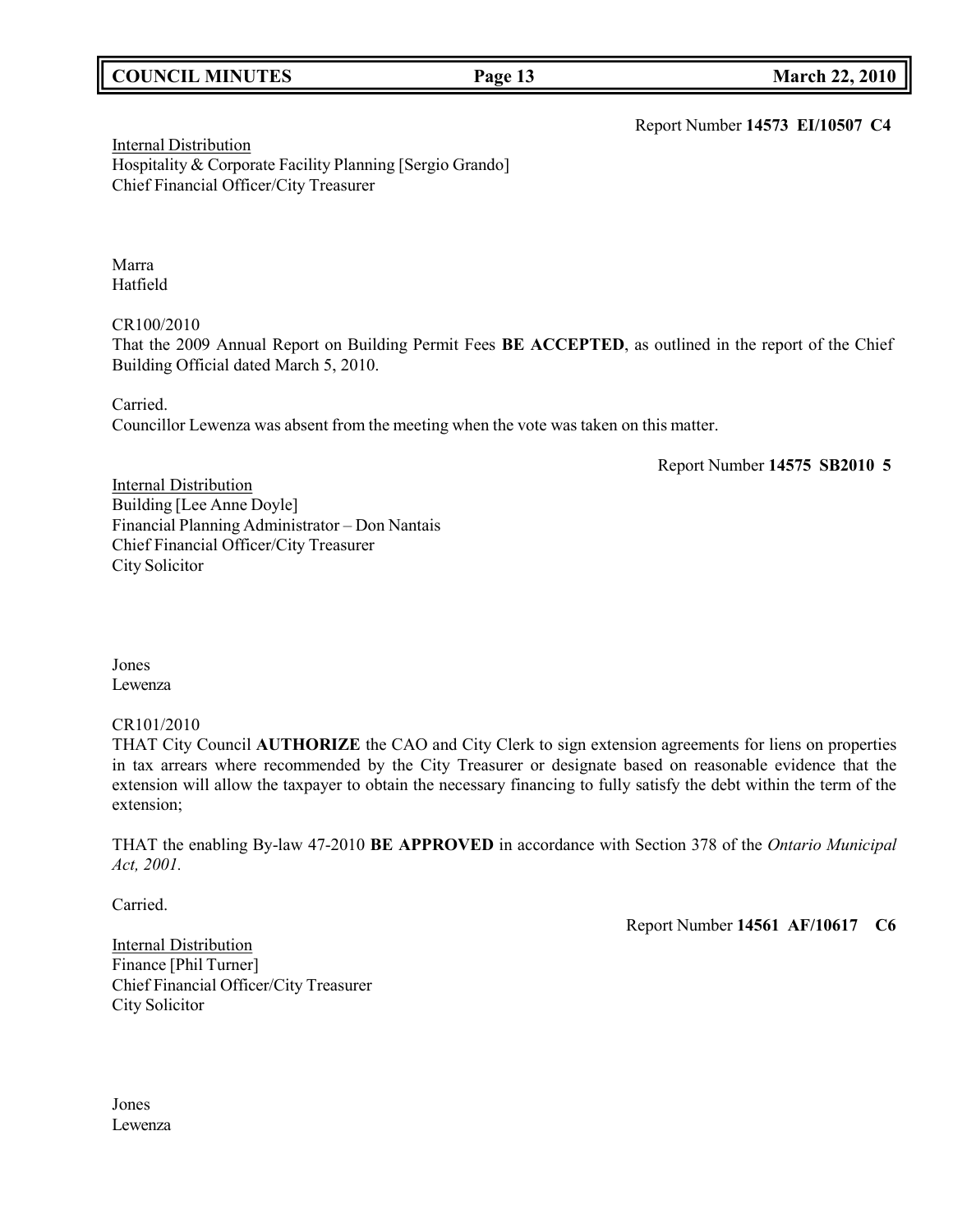Report Number **14573 EI/10507 C4**

Internal Distribution
Hospitality & Corporate Facility Planning [Sergio Grando]
Chief Financial Officer/City Treasurer

Marra
Hatfield

CR100/2010
That the 2009 Annual Report on Building Permit Fees **BE ACCEPTED**, as outlined in the report of the Chief Building Official dated March 5, 2010.

Carried.
Councillor Lewenza was absent from the meeting when the vote was taken on this matter.

Report Number **14575 SB2010 5**

Internal Distribution
Building [Lee Anne Doyle]
Financial Planning Administrator – Don Nantais
Chief Financial Officer/City Treasurer
City Solicitor

Jones
Lewenza

CR101/2010
THAT City Council **AUTHORIZE** the CAO and City Clerk to sign extension agreements for liens on properties in tax arrears where recommended by the City Treasurer or designate based on reasonable evidence that the extension will allow the taxpayer to obtain the necessary financing to fully satisfy the debt within the term of the extension;

THAT the enabling By-law 47-2010 **BE APPROVED** in accordance with Section 378 of the *Ontario Municipal Act, 2001.*

Carried.

Report Number **14561 AF/10617 C6**

Internal Distribution
Finance [Phil Turner]
Chief Financial Officer/City Treasurer
City Solicitor

Jones
Lewenza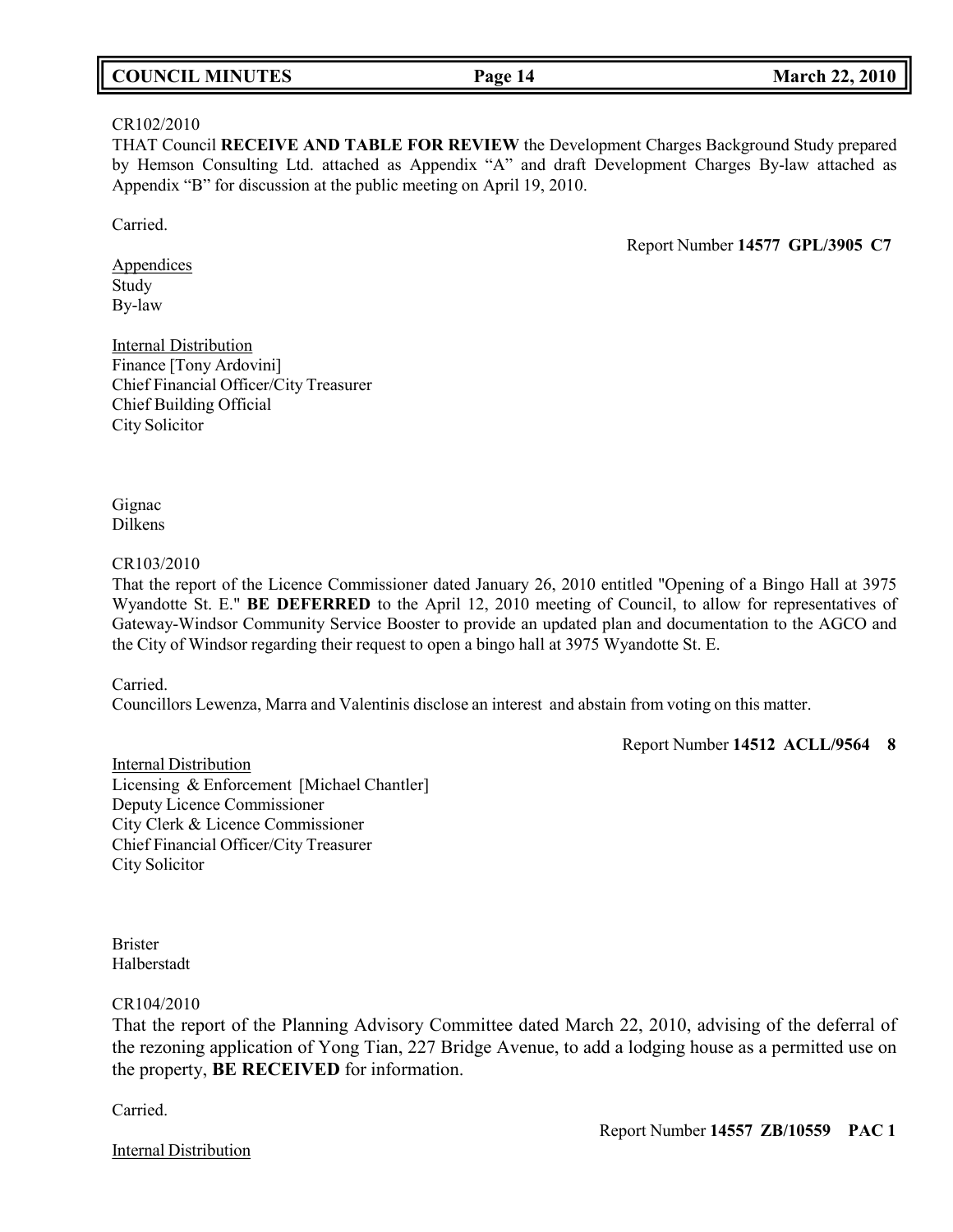CR102/2010
THAT Council **RECEIVE AND TABLE FOR REVIEW** the Development Charges Background Study prepared by Hemson Consulting Ltd. attached as Appendix "A" and draft Development Charges By-law attached as Appendix "B" for discussion at the public meeting on April 19, 2010.

Carried.

Report Number **14577 GPL/3905 C7**

Appendices
Study
By-law

Internal Distribution
Finance [Tony Ardovini]
Chief Financial Officer/City Treasurer
Chief Building Official
City Solicitor

Gignac
Dilkens

CR103/2010
That the report of the Licence Commissioner dated January 26, 2010 entitled "Opening of a Bingo Hall at 3975 Wyandotte St. E." **BE DEFERRED** to the April 12, 2010 meeting of Council, to allow for representatives of Gateway-Windsor Community Service Booster to provide an updated plan and documentation to the AGCO and the City of Windsor regarding their request to open a bingo hall at 3975 Wyandotte St. E.

Carried.
Councillors Lewenza, Marra and Valentinis disclose an interest and abstain from voting on this matter.

Report Number **14512 ACLL/9564 8**

Internal Distribution
Licensing & Enforcement [Michael Chantler]
Deputy Licence Commissioner
City Clerk & Licence Commissioner
Chief Financial Officer/City Treasurer
City Solicitor

Brister
Halberstadt

CR104/2010
That the report of the Planning Advisory Committee dated March 22, 2010, advising of the deferral of the rezoning application of Yong Tian, 227 Bridge Avenue, to add a lodging house as a permitted use on the property, **BE RECEIVED** for information.

Carried.

Report Number **14557 ZB/10559 PAC 1**

Internal Distribution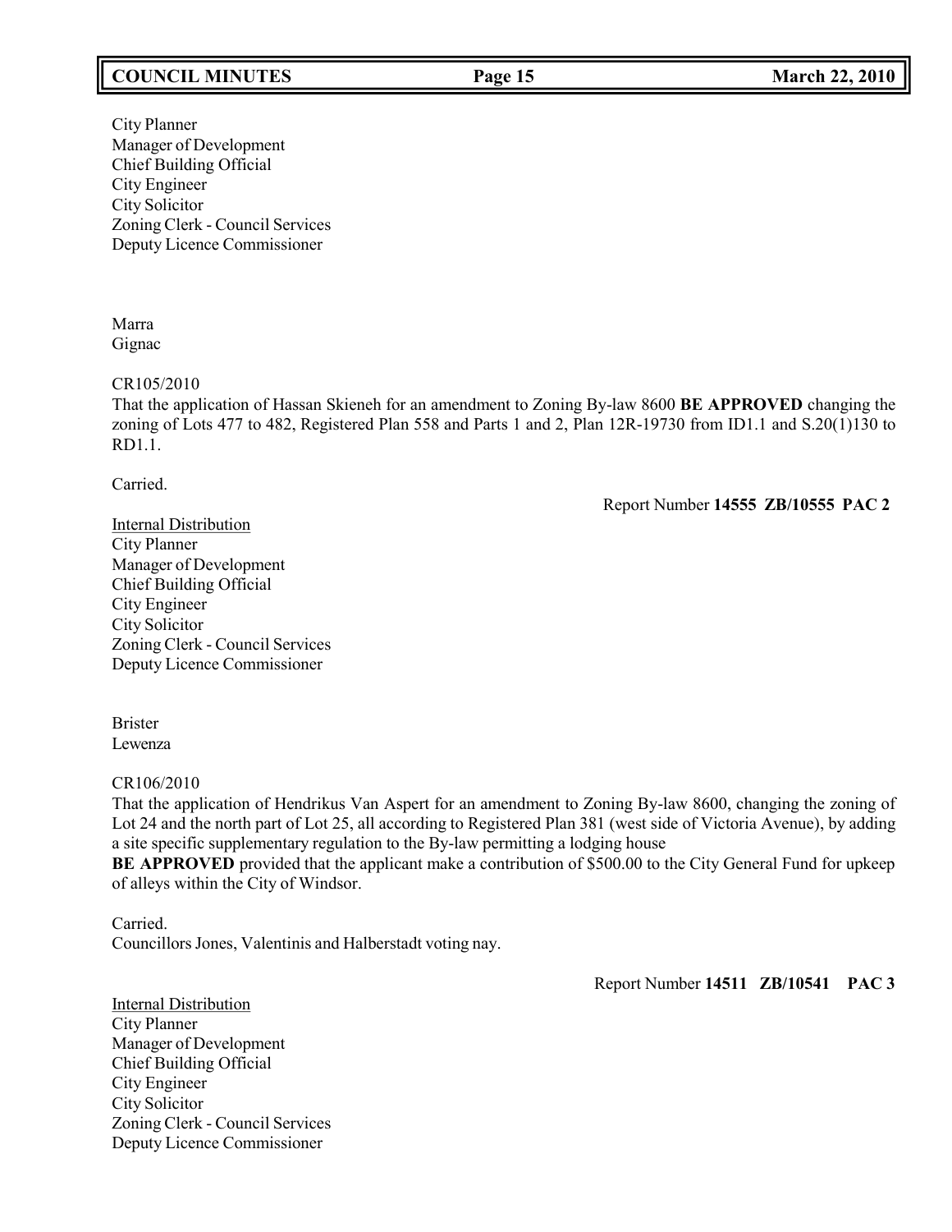City Planner
Manager of Development
Chief Building Official
City Engineer
City Solicitor
Zoning Clerk - Council Services
Deputy Licence Commissioner

Marra
Gignac

CR105/2010
That the application of Hassan Skieneh for an amendment to Zoning By-law 8600 **BE APPROVED** changing the zoning of Lots 477 to 482, Registered Plan 558 and Parts 1 and 2, Plan 12R-19730 from ID1.1 and S.20(1)130 to RD1.1.

Carried.

Report Number **14555 ZB/10555 PAC 2**

Internal Distribution
City Planner
Manager of Development
Chief Building Official
City Engineer
City Solicitor
Zoning Clerk - Council Services
Deputy Licence Commissioner

Brister
Lewenza

CR106/2010
That the application of Hendrikus Van Aspert for an amendment to Zoning By-law 8600, changing the zoning of Lot 24 and the north part of Lot 25, all according to Registered Plan 381 (west side of Victoria Avenue), by adding a site specific supplementary regulation to the By-law permitting a lodging house
**BE APPROVED** provided that the applicant make a contribution of $500.00 to the City General Fund for upkeep of alleys within the City of Windsor.

Carried.
Councillors Jones, Valentinis and Halberstadt voting nay.

Report Number **14511 ZB/10541 PAC 3**

Internal Distribution
City Planner
Manager of Development
Chief Building Official
City Engineer
City Solicitor
Zoning Clerk - Council Services
Deputy Licence Commissioner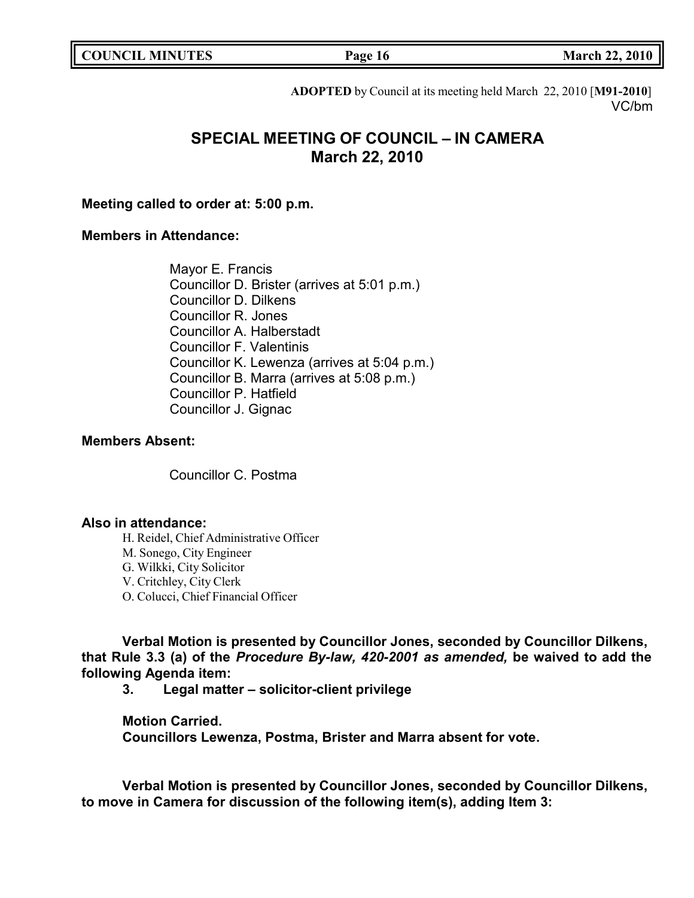**ADOPTED** by Council at its meeting held March 22, 2010 [**M91-2010**]
VC/bm

# SPECIAL MEETING OF COUNCIL – IN CAMERA
# March 22, 2010

**Meeting called to order at: 5:00 p.m.**

**Members in Attendance:**

Mayor E. Francis
Councillor D. Brister (arrives at 5:01 p.m.)
Councillor D. Dilkens
Councillor R. Jones
Councillor A. Halberstadt
Councillor F. Valentinis
Councillor K. Lewenza (arrives at 5:04 p.m.)
Councillor B. Marra (arrives at 5:08 p.m.)
Councillor P. Hatfield
Councillor J. Gignac

**Members Absent:**

Councillor C. Postma

**Also in attendance:**

H. Reidel, Chief Administrative Officer
M. Sonego, City Engineer
G. Wilkki, City Solicitor
V. Critchley, City Clerk
O. Colucci, Chief Financial Officer

**Verbal Motion is presented by Councillor Jones, seconded by Councillor Dilkens, that Rule 3.3 (a) of the *Procedure By-law, 420-2001 as amended,* be waived to add the following Agenda item:**

**3. Legal matter – solicitor-client privilege**

**Motion Carried.**
**Councillors Lewenza, Postma, Brister and Marra absent for vote.**

**Verbal Motion is presented by Councillor Jones, seconded by Councillor Dilkens, to move in Camera for discussion of the following item(s), adding Item 3:**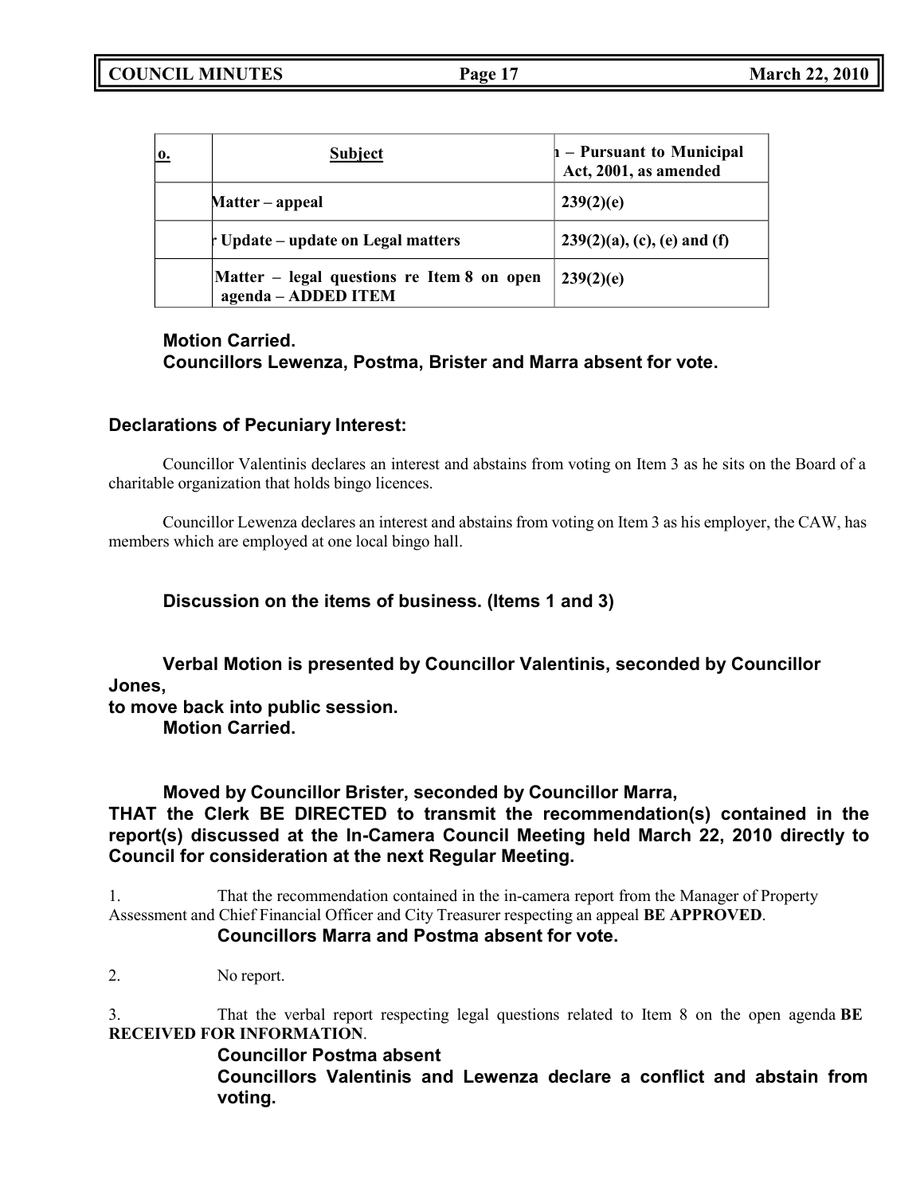| o. | Subject | n – Pursuant to Municipal Act, 2001, as amended |
|---|---|---|
| | Matter – appeal | 239(2)(e) |
| | r Update – update on Legal matters | 239(2)(a), (c), (e) and (f) |
| | Matter – legal questions re Item 8 on open agenda – ADDED ITEM | 239(2)(e) |

**Motion Carried.**
**Councillors Lewenza, Postma, Brister and Marra absent for vote.**

## Declarations of Pecuniary Interest:

Councillor Valentinis declares an interest and abstains from voting on Item 3 as he sits on the Board of a charitable organization that holds bingo licences.

Councillor Lewenza declares an interest and abstains from voting on Item 3 as his employer, the CAW, has members which are employed at one local bingo hall.

**Discussion on the items of business. (Items 1 and 3)**

**Verbal Motion is presented by Councillor Valentinis, seconded by Councillor Jones, to move back into public session.**
**Motion Carried.**

**Moved by Councillor Brister, seconded by Councillor Marra,**
**THAT the Clerk BE DIRECTED to transmit the recommendation(s) contained in the report(s) discussed at the In-Camera Council Meeting held March 22, 2010 directly to Council for consideration at the next Regular Meeting.**

1. That the recommendation contained in the in-camera report from the Manager of Property Assessment and Chief Financial Officer and City Treasurer respecting an appeal **BE APPROVED**.
   **Councillors Marra and Postma absent for vote.**

2. No report.

3. That the verbal report respecting legal questions related to Item 8 on the open agenda **BE RECEIVED FOR INFORMATION**.
   **Councillor Postma absent**
   **Councillors Valentinis and Lewenza declare a conflict and abstain from voting.**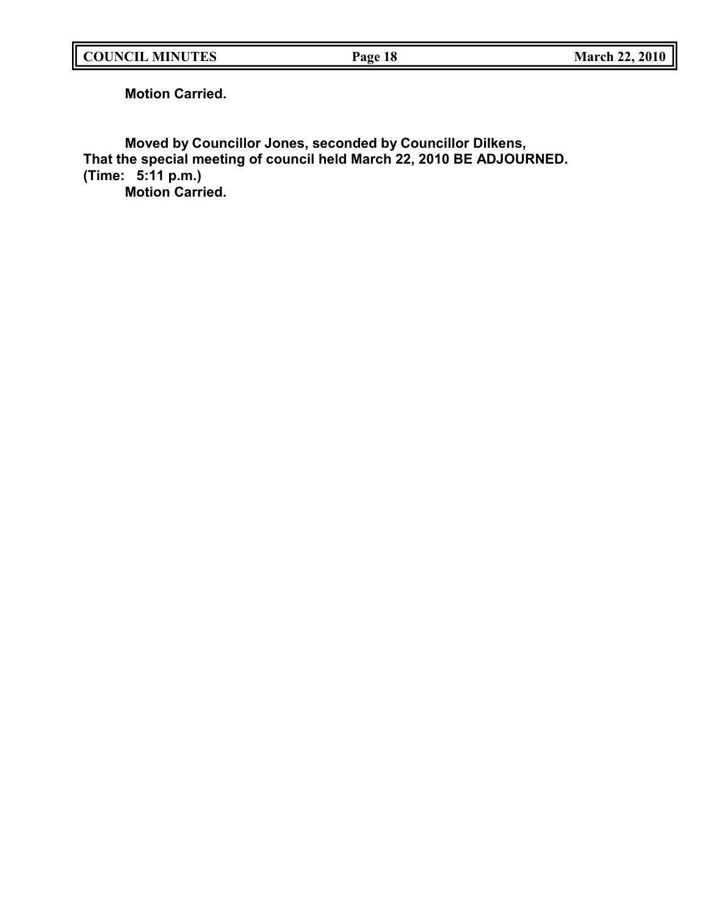**Motion Carried.**

**Moved by Councillor Jones, seconded by Councillor Dilkens,**
**That the special meeting of council held March 22, 2010 BE ADJOURNED.**
**(Time: 5:11 p.m.)**
**Motion Carried.**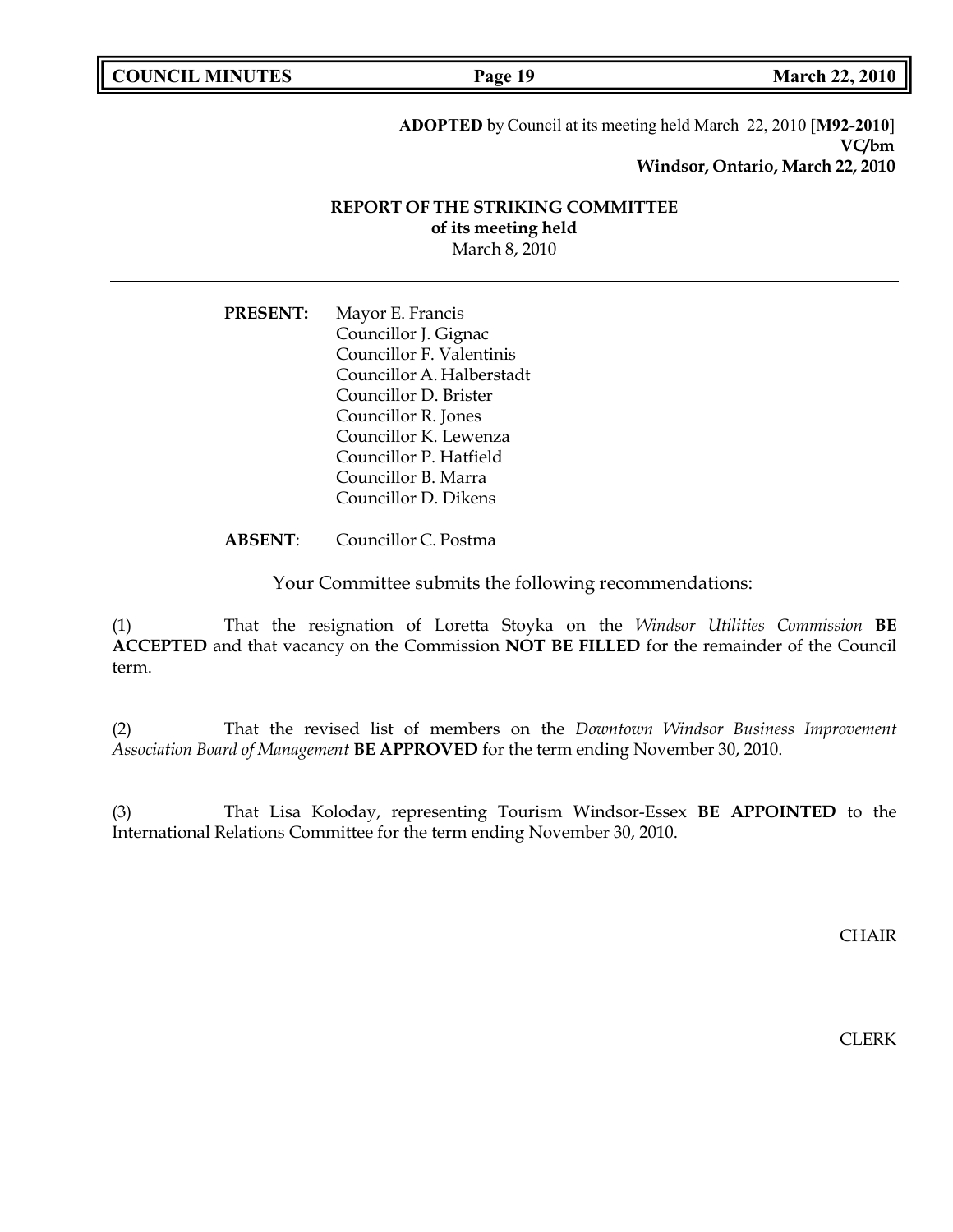**ADOPTED** by Council at its meeting held March 22, 2010 [**M92-2010**]
**VC/bm**
**Windsor, Ontario, March 22, 2010**

## REPORT OF THE STRIKING COMMITTEE
**of its meeting held**
March 8, 2010

---

**PRESENT:** Mayor E. Francis
Councillor J. Gignac
Councillor F. Valentinis
Councillor A. Halberstadt
Councillor D. Brister
Councillor R. Jones
Councillor K. Lewenza
Councillor P. Hatfield
Councillor B. Marra
Councillor D. Dikens

**ABSENT**: Councillor C. Postma

Your Committee submits the following recommendations:

(1) That the resignation of Loretta Stoyka on the *Windsor Utilities Commission* **BE ACCEPTED** and that vacancy on the Commission **NOT BE FILLED** for the remainder of the Council term.

(2) That the revised list of members on the *Downtown Windsor Business Improvement Association Board of Management* **BE APPROVED** for the term ending November 30, 2010.

(3) That Lisa Koloday, representing Tourism Windsor-Essex **BE APPOINTED** to the International Relations Committee for the term ending November 30, 2010.

CHAIR

CLERK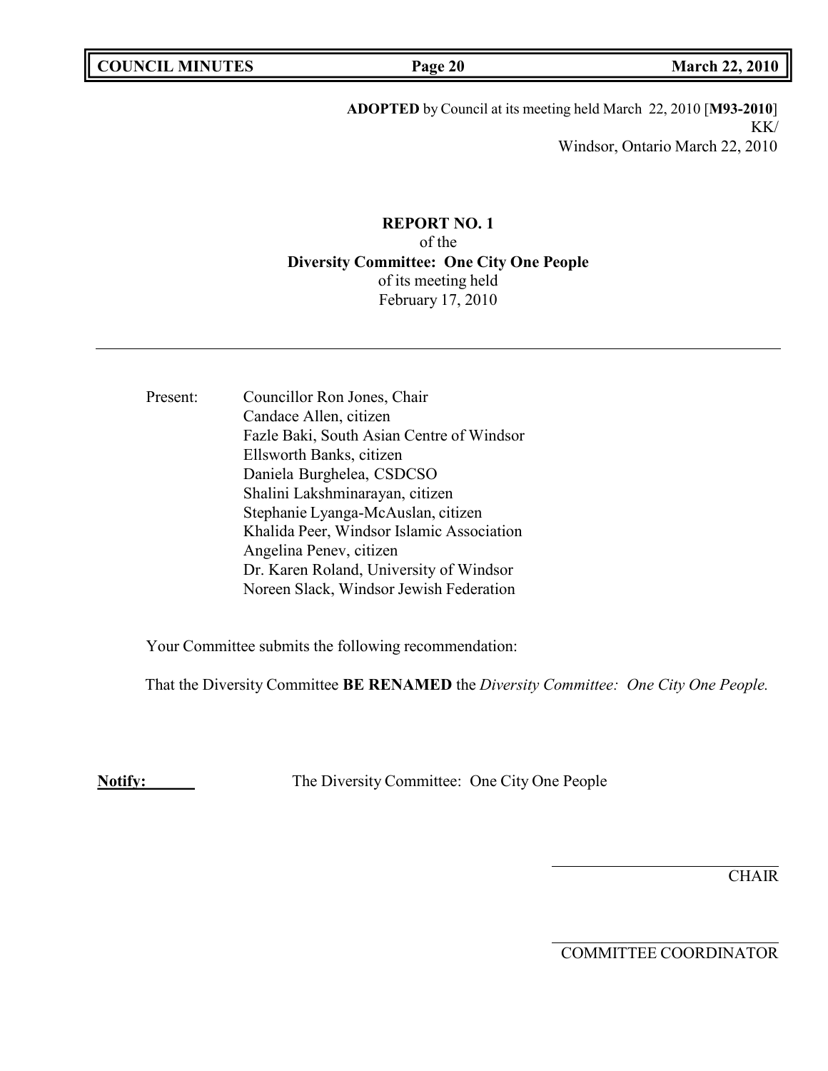**ADOPTED** by Council at its meeting held March 22, 2010 [**M93-2010**]
KK/
Windsor, Ontario March 22, 2010

**REPORT NO. 1**
of the
**Diversity Committee: One City One People**
of its meeting held
February 17, 2010

---

Present: Councillor Ron Jones, Chair
Candace Allen, citizen
Fazle Baki, South Asian Centre of Windsor
Ellsworth Banks, citizen
Daniela Burghelea, CSDCSO
Shalini Lakshminarayan, citizen
Stephanie Lyanga-McAuslan, citizen
Khalida Peer, Windsor Islamic Association
Angelina Penev, citizen
Dr. Karen Roland, University of Windsor
Noreen Slack, Windsor Jewish Federation

Your Committee submits the following recommendation:

That the Diversity Committee **BE RENAMED** the *Diversity Committee: One City One People.*

**Notify:** The Diversity Committee: One City One People

CHAIR

COMMITTEE COORDINATOR